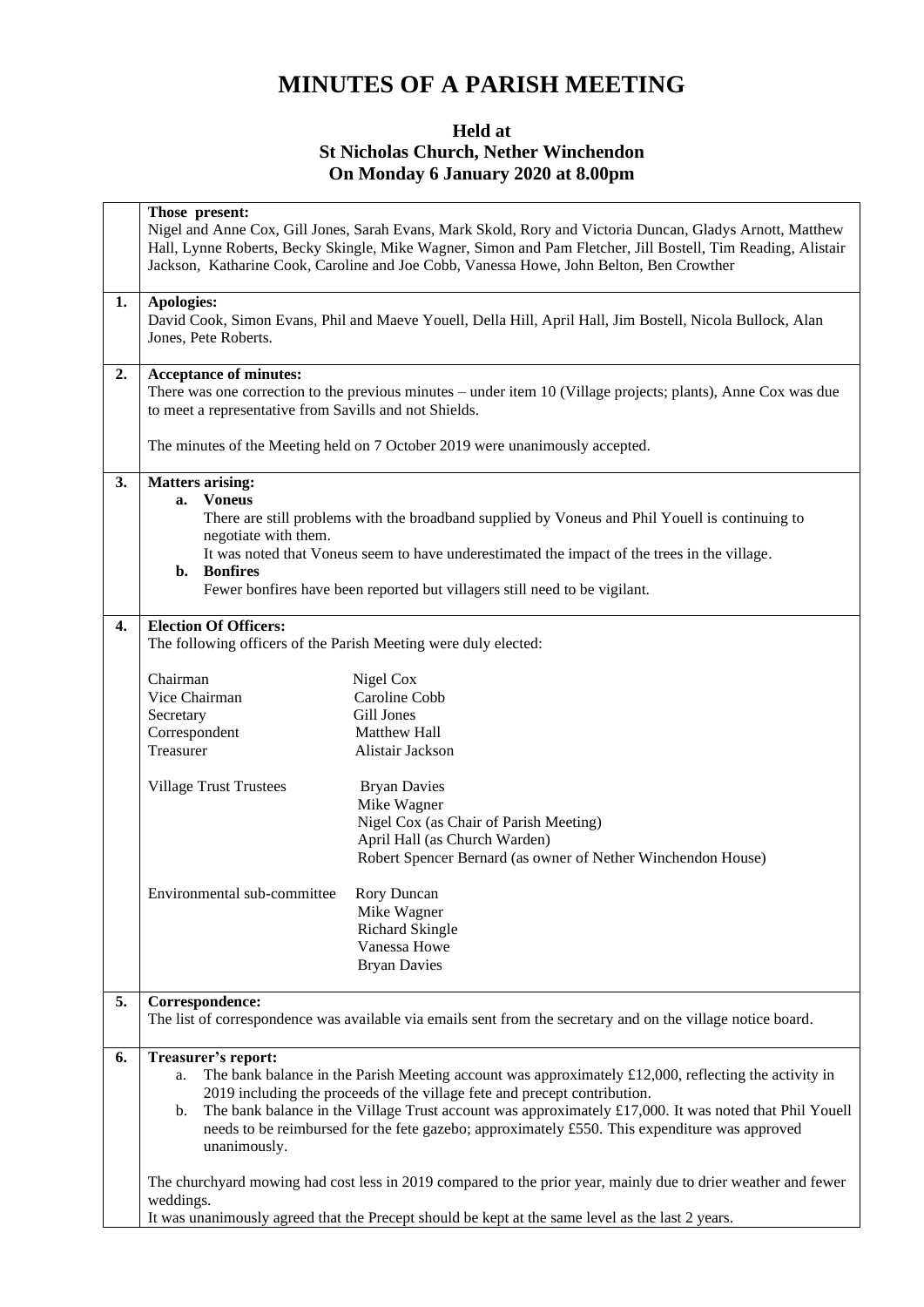# MINUTES OF A PARISH MEETING

## Held at
## St Nicholas Church, Nether Winchendon
## On Monday 6 January 2020 at 8.00pm

**Those present:**
Nigel and Anne Cox, Gill Jones, Sarah Evans, Mark Skold, Rory and Victoria Duncan, Gladys Arnott, Matthew Hall, Lynne Roberts, Becky Skingle, Mike Wagner, Simon and Pam Fletcher, Jill Bostell, Tim Reading, Alistair Jackson, Katharine Cook, Caroline and Joe Cobb, Vanessa Howe, John Belton, Ben Crowther

**1. Apologies:**
David Cook, Simon Evans, Phil and Maeve Youell, Della Hill, April Hall, Jim Bostell, Nicola Bullock, Alan Jones, Pete Roberts.

**2. Acceptance of minutes:**
There was one correction to the previous minutes – under item 10 (Village projects; plants), Anne Cox was due to meet a representative from Savills and not Shields.

The minutes of the Meeting held on 7 October 2019 were unanimously accepted.

**3. Matters arising:**

a. **Voneus**
There are still problems with the broadband supplied by Voneus and Phil Youell is continuing to negotiate with them.
It was noted that Voneus seem to have underestimated the impact of the trees in the village.

b. **Bonfires**
Fewer bonfires have been reported but villagers still need to be vigilant.

**4. Election Of Officers:**
The following officers of the Parish Meeting were duly elected:

| | |
|---|---|
| Chairman | Nigel Cox |
| Vice Chairman | Caroline Cobb |
| Secretary | Gill Jones |
| Correspondent | Matthew Hall |
| Treasurer | Alistair Jackson |
| Village Trust Trustees | Bryan Davies |
| | Mike Wagner |
| | Nigel Cox (as Chair of Parish Meeting) |
| | April Hall (as Church Warden) |
| | Robert Spencer Bernard (as owner of Nether Winchendon House) |
| Environmental sub-committee | Rory Duncan |
| | Mike Wagner |
| | Richard Skingle |
| | Vanessa Howe |
| | Bryan Davies |

**5. Correspondence:**
The list of correspondence was available via emails sent from the secretary and on the village notice board.

**6. Treasurer's report:**

a. The bank balance in the Parish Meeting account was approximately £12,000, reflecting the activity in 2019 including the proceeds of the village fete and precept contribution.
b. The bank balance in the Village Trust account was approximately £17,000. It was noted that Phil Youell needs to be reimbursed for the fete gazebo; approximately £550. This expenditure was approved unanimously.

The churchyard mowing had cost less in 2019 compared to the prior year, mainly due to drier weather and fewer weddings.
It was unanimously agreed that the Precept should be kept at the same level as the last 2 years.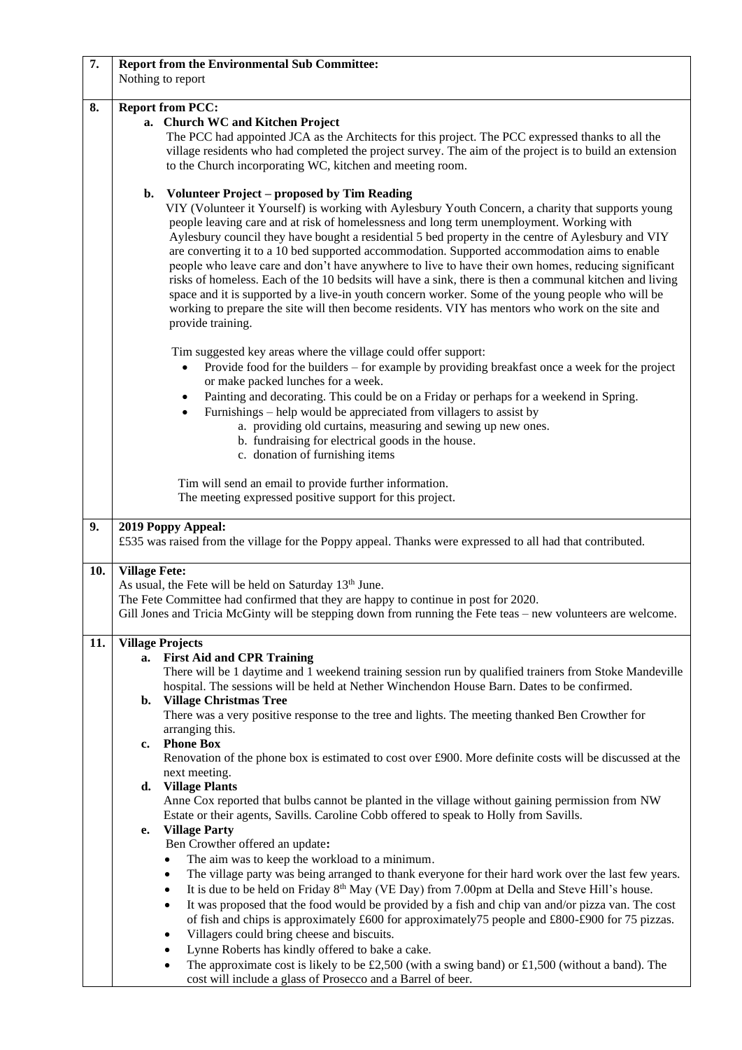| | |
|---|---|
| 7. | **Report from the Environmental Sub Committee:**<br>Nothing to report |
| 8. | **Report from PCC:**<br>**a. Church WC and Kitchen Project**<br>The PCC had appointed JCA as the Architects for this project. The PCC expressed thanks to all the village residents who had completed the project survey. The aim of the project is to build an extension to the Church incorporating WC, kitchen and meeting room.<br><br>**b. Volunteer Project – proposed by Tim Reading**<br>VIY (Volunteer it Yourself) is working with Aylesbury Youth Concern, a charity that supports young people leaving care and at risk of homelessness and long term unemployment. Working with Aylesbury council they have bought a residential 5 bed property in the centre of Aylesbury and VIY are converting it to a 10 bed supported accommodation. Supported accommodation aims to enable people who leave care and don't have anywhere to live to have their own homes, reducing significant risks of homeless. Each of the 10 bedsits will have a sink, there is then a communal kitchen and living space and it is supported by a live-in youth concern worker. Some of the young people who will be working to prepare the site will then become residents. VIY has mentors who work on the site and provide training.<br><br>Tim suggested key areas where the village could offer support:<br>• Provide food for the builders – for example by providing breakfast once a week for the project or make packed lunches for a week.<br>• Painting and decorating. This could be on a Friday or perhaps for a weekend in Spring.<br>• Furnishings – help would be appreciated from villagers to assist by<br>a. providing old curtains, measuring and sewing up new ones.<br>b. fundraising for electrical goods in the house.<br>c. donation of furnishing items<br><br>Tim will send an email to provide further information.<br>The meeting expressed positive support for this project. |
| 9. | **2019 Poppy Appeal:**<br>£535 was raised from the village for the Poppy appeal. Thanks were expressed to all had that contributed. |
| 10. | **Village Fete:**<br>As usual, the Fete will be held on Saturday 13th June.<br>The Fete Committee had confirmed that they are happy to continue in post for 2020.<br>Gill Jones and Tricia McGinty will be stepping down from running the Fete teas – new volunteers are welcome. |
| 11. | **Village Projects**<br>**a. First Aid and CPR Training**<br>There will be 1 daytime and 1 weekend training session run by qualified trainers from Stoke Mandeville hospital. The sessions will be held at Nether Winchendon House Barn. Dates to be confirmed.<br>**b. Village Christmas Tree**<br>There was a very positive response to the tree and lights. The meeting thanked Ben Crowther for arranging this.<br>**c. Phone Box**<br>Renovation of the phone box is estimated to cost over £900. More definite costs will be discussed at the next meeting.<br>**d. Village Plants**<br>Anne Cox reported that bulbs cannot be planted in the village without gaining permission from NW Estate or their agents, Savills. Caroline Cobb offered to speak to Holly from Savills.<br>**e. Village Party**<br>Ben Crowther offered an update**:**<br>• The aim was to keep the workload to a minimum.<br>• The village party was being arranged to thank everyone for their hard work over the last few years.<br>• It is due to be held on Friday 8th May (VE Day) from 7.00pm at Della and Steve Hill's house.<br>• It was proposed that the food would be provided by a fish and chip van and/or pizza van. The cost of fish and chips is approximately £600 for approximately75 people and £800-£900 for 75 pizzas.<br>• Villagers could bring cheese and biscuits.<br>• Lynne Roberts has kindly offered to bake a cake.<br>• The approximate cost is likely to be £2,500 (with a swing band) or £1,500 (without a band). The cost will include a glass of Prosecco and a Barrel of beer. |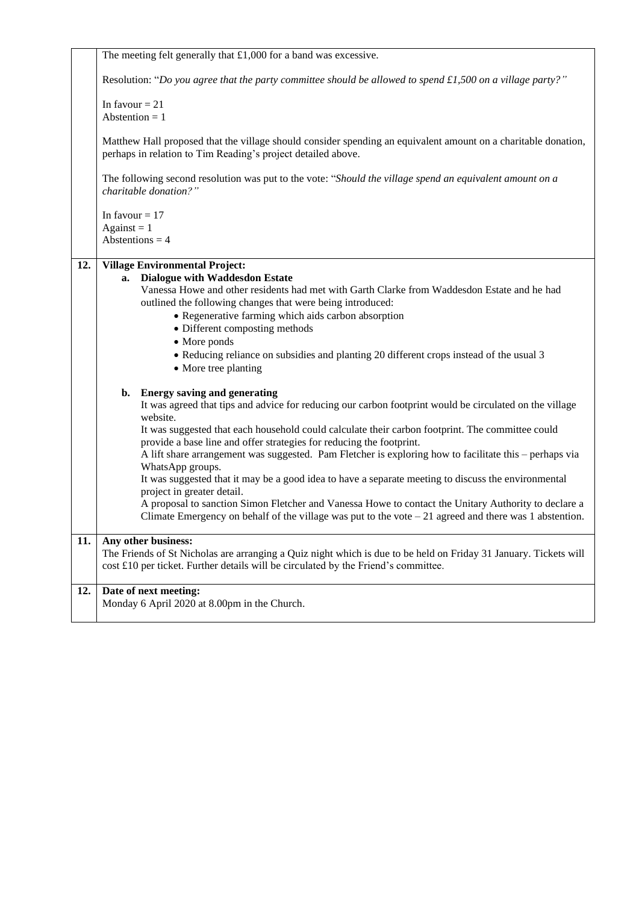| | |
|---|---|
| | The meeting felt generally that £1,000 for a band was excessive.<br><br>Resolution: "*Do you agree that the party committee should be allowed to spend £1,500 on a village party?"*<br><br>In favour = 21<br>Abstention = 1<br><br>Matthew Hall proposed that the village should consider spending an equivalent amount on a charitable donation, perhaps in relation to Tim Reading's project detailed above.<br><br>The following second resolution was put to the vote: "*Should the village spend an equivalent amount on a charitable donation?"*<br><br>In favour = 17<br>Against = 1<br>Abstentions = 4 |
| **12.** | **Village Environmental Project:**<br>**a. Dialogue with Waddesdon Estate**<br>Vanessa Howe and other residents had met with Garth Clarke from Waddesdon Estate and he had outlined the following changes that were being introduced:<br>• Regenerative farming which aids carbon absorption<br>• Different composting methods<br>• More ponds<br>• Reducing reliance on subsidies and planting 20 different crops instead of the usual 3<br>• More tree planting<br><br>**b. Energy saving and generating**<br>It was agreed that tips and advice for reducing our carbon footprint would be circulated on the village website.<br>It was suggested that each household could calculate their carbon footprint. The committee could provide a base line and offer strategies for reducing the footprint.<br>A lift share arrangement was suggested. Pam Fletcher is exploring how to facilitate this – perhaps via WhatsApp groups.<br>It was suggested that it may be a good idea to have a separate meeting to discuss the environmental project in greater detail.<br>A proposal to sanction Simon Fletcher and Vanessa Howe to contact the Unitary Authority to declare a Climate Emergency on behalf of the village was put to the vote – 21 agreed and there was 1 abstention. |
| **11.** | **Any other business:**<br>The Friends of St Nicholas are arranging a Quiz night which is due to be held on Friday 31 January. Tickets will cost £10 per ticket. Further details will be circulated by the Friend's committee. |
| **12.** | **Date of next meeting:**<br>Monday 6 April 2020 at 8.00pm in the Church. |